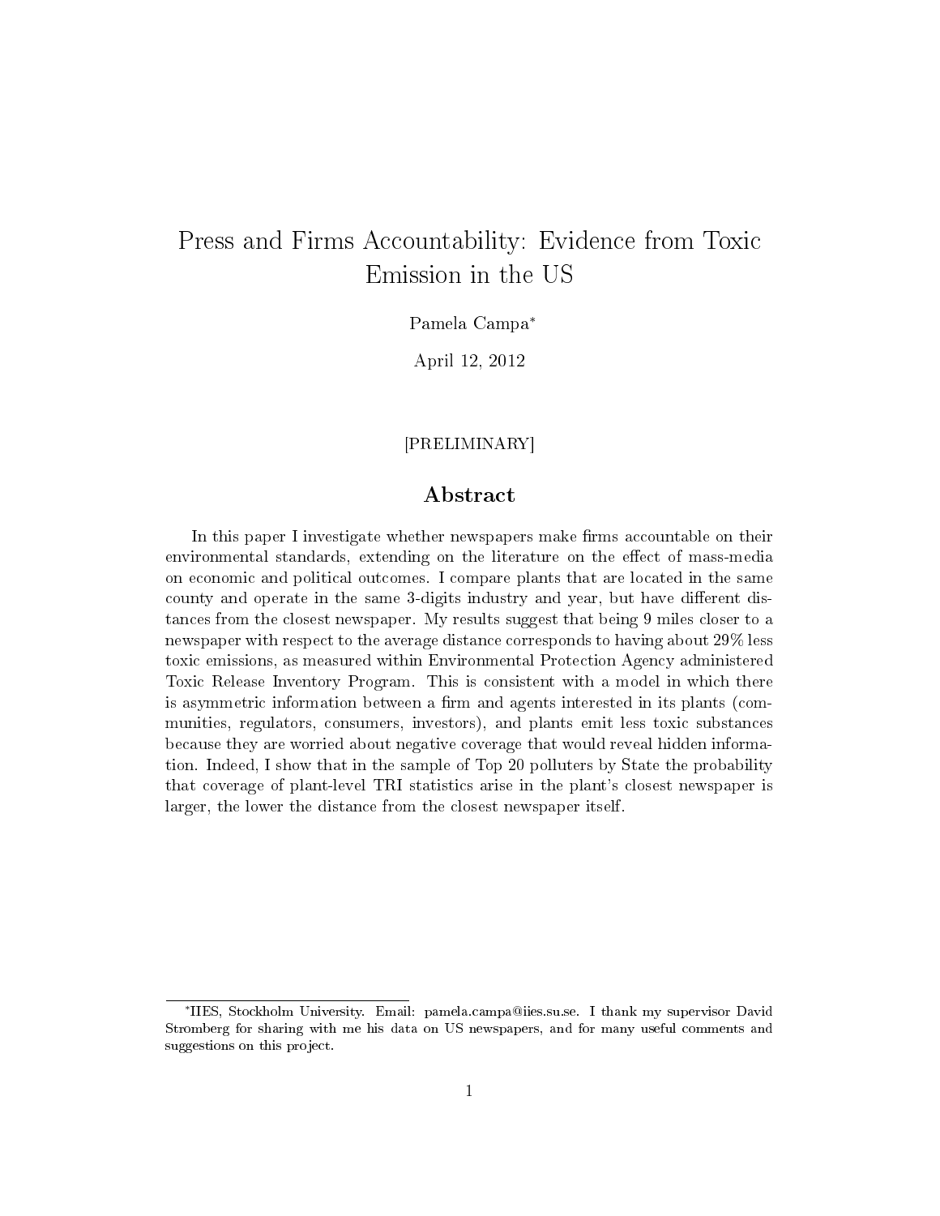# Press and Firms Accountability: Evidence from Toxic Emission in the US

Pamela Campa[*]

April 12, 2012

[PRELIMINARY]

## Abstract

In this paper I investigate whether newspapers make firms accountable on their environmental standards, extending on the literature on the effect of mass-media on economic and political outcomes. I compare plants that are located in the same county and operate in the same 3-digits industry and year, but have different distances from the closest newspaper. My results suggest that being 9 miles closer to a newspaper with respect to the average distance corresponds to having about 29% less toxic emissions, as measured within Environmental Protection Agency administered Toxic Release Inventory Program. This is consistent with a model in which there is asymmetric information between a firm and agents interested in its plants (communities, regulators, consumers, investors), and plants emit less toxic substances because they are worried about negative coverage that would reveal hidden information. Indeed, I show that in the sample of Top 20 polluters by State the probability that coverage of plant-level TRI statistics arise in the plant's closest newspaper is larger, the lower the distance from the closest newspaper itself.

[*] IIES, Stockholm University. Email: pamela.campa@iies.su.se. I thank my supervisor David Stromberg for sharing with me his data on US newspapers, and for many useful comments and suggestions on this project.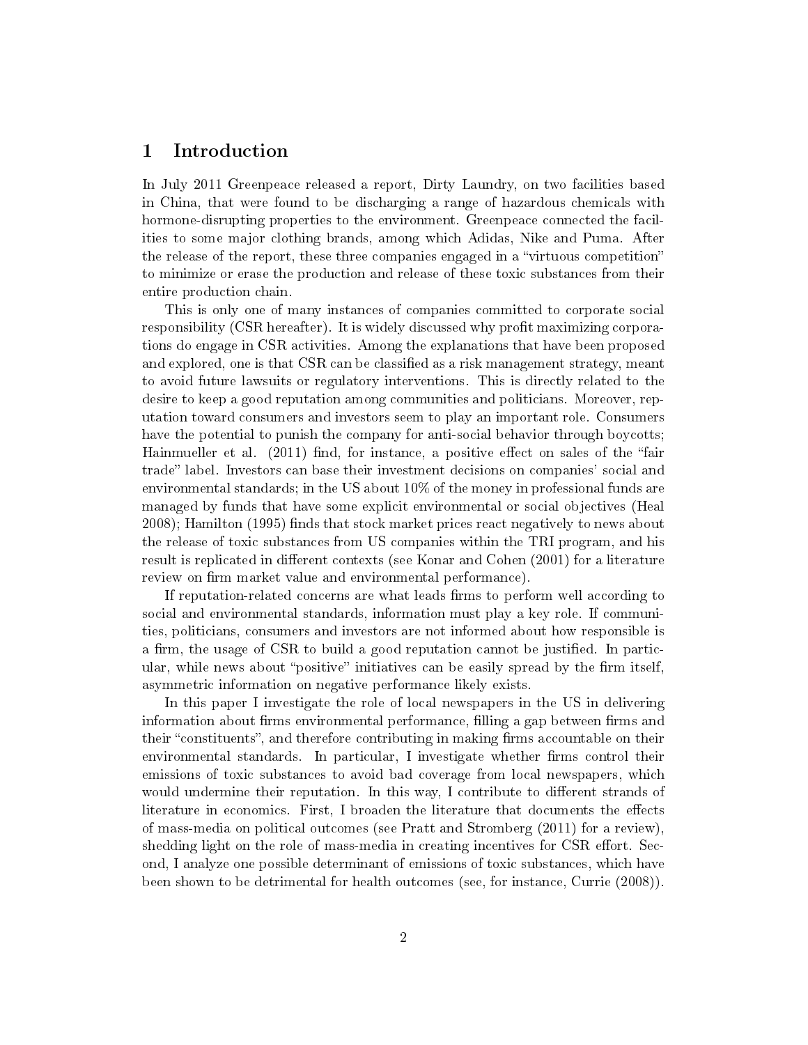# 1 Introduction

In July 2011 Greenpeace released a report, Dirty Laundry, on two facilities based in China, that were found to be discharging a range of hazardous chemicals with hormone-disrupting properties to the environment. Greenpeace connected the facilities to some major clothing brands, among which Adidas, Nike and Puma. After the release of the report, these three companies engaged in a "virtuous competition" to minimize or erase the production and release of these toxic substances from their entire production chain.

This is only one of many instances of companies committed to corporate social responsibility (CSR hereafter). It is widely discussed why profit maximizing corporations do engage in CSR activities. Among the explanations that have been proposed and explored, one is that CSR can be classified as a risk management strategy, meant to avoid future lawsuits or regulatory interventions. This is directly related to the desire to keep a good reputation among communities and politicians. Moreover, reputation toward consumers and investors seem to play an important role. Consumers have the potential to punish the company for anti-social behavior through boycotts; Hainmueller et al. (2011) find, for instance, a positive effect on sales of the "fair trade" label. Investors can base their investment decisions on companies' social and environmental standards; in the US about 10% of the money in professional funds are managed by funds that have some explicit environmental or social objectives (Heal 2008); Hamilton (1995) finds that stock market prices react negatively to news about the release of toxic substances from US companies within the TRI program, and his result is replicated in different contexts (see Konar and Cohen (2001) for a literature review on firm market value and environmental performance).

If reputation-related concerns are what leads firms to perform well according to social and environmental standards, information must play a key role. If communities, politicians, consumers and investors are not informed about how responsible is a firm, the usage of CSR to build a good reputation cannot be justified. In particular, while news about "positive" initiatives can be easily spread by the firm itself, asymmetric information on negative performance likely exists.

In this paper I investigate the role of local newspapers in the US in delivering information about firms environmental performance, filling a gap between firms and their "constituents", and therefore contributing in making firms accountable on their environmental standards. In particular, I investigate whether firms control their emissions of toxic substances to avoid bad coverage from local newspapers, which would undermine their reputation. In this way, I contribute to different strands of literature in economics. First, I broaden the literature that documents the effects of mass-media on political outcomes (see Pratt and Stromberg (2011) for a review), shedding light on the role of mass-media in creating incentives for CSR effort. Second, I analyze one possible determinant of emissions of toxic substances, which have been shown to be detrimental for health outcomes (see, for instance, Currie (2008)).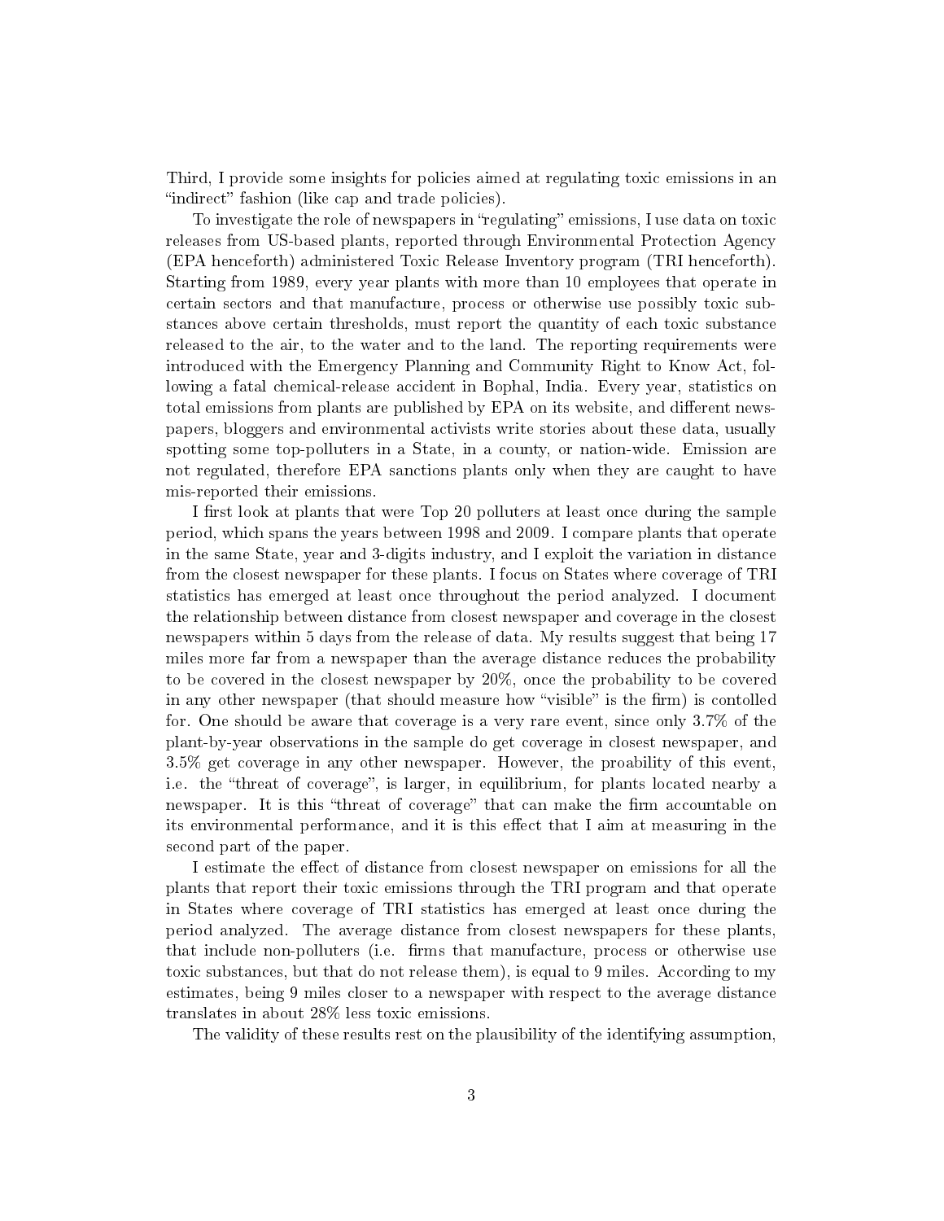Third, I provide some insights for policies aimed at regulating toxic emissions in an "indirect" fashion (like cap and trade policies).

To investigate the role of newspapers in "regulating" emissions, I use data on toxic releases from US-based plants, reported through Environmental Protection Agency (EPA henceforth) administered Toxic Release Inventory program (TRI henceforth). Starting from 1989, every year plants with more than 10 employees that operate in certain sectors and that manufacture, process or otherwise use possibly toxic substances above certain thresholds, must report the quantity of each toxic substance released to the air, to the water and to the land. The reporting requirements were introduced with the Emergency Planning and Community Right to Know Act, following a fatal chemical-release accident in Bophal, India. Every year, statistics on total emissions from plants are published by EPA on its website, and different newspapers, bloggers and environmental activists write stories about these data, usually spotting some top-polluters in a State, in a county, or nation-wide. Emission are not regulated, therefore EPA sanctions plants only when they are caught to have mis-reported their emissions.

I first look at plants that were Top 20 polluters at least once during the sample period, which spans the years between 1998 and 2009. I compare plants that operate in the same State, year and 3-digits industry, and I exploit the variation in distance from the closest newspaper for these plants. I focus on States where coverage of TRI statistics has emerged at least once throughout the period analyzed. I document the relationship between distance from closest newspaper and coverage in the closest newspapers within 5 days from the release of data. My results suggest that being 17 miles more far from a newspaper than the average distance reduces the probability to be covered in the closest newspaper by 20%, once the probability to be covered in any other newspaper (that should measure how "visible" is the firm) is contolled for. One should be aware that coverage is a very rare event, since only 3.7% of the plant-by-year observations in the sample do get coverage in closest newspaper, and 3.5% get coverage in any other newspaper. However, the proability of this event, i.e. the "threat of coverage", is larger, in equilibrium, for plants located nearby a newspaper. It is this "threat of coverage" that can make the firm accountable on its environmental performance, and it is this effect that I aim at measuring in the second part of the paper.

I estimate the effect of distance from closest newspaper on emissions for all the plants that report their toxic emissions through the TRI program and that operate in States where coverage of TRI statistics has emerged at least once during the period analyzed. The average distance from closest newspapers for these plants, that include non-polluters (i.e. firms that manufacture, process or otherwise use toxic substances, but that do not release them), is equal to 9 miles. According to my estimates, being 9 miles closer to a newspaper with respect to the average distance translates in about 28% less toxic emissions.

The validity of these results rest on the plausibility of the identifying assumption,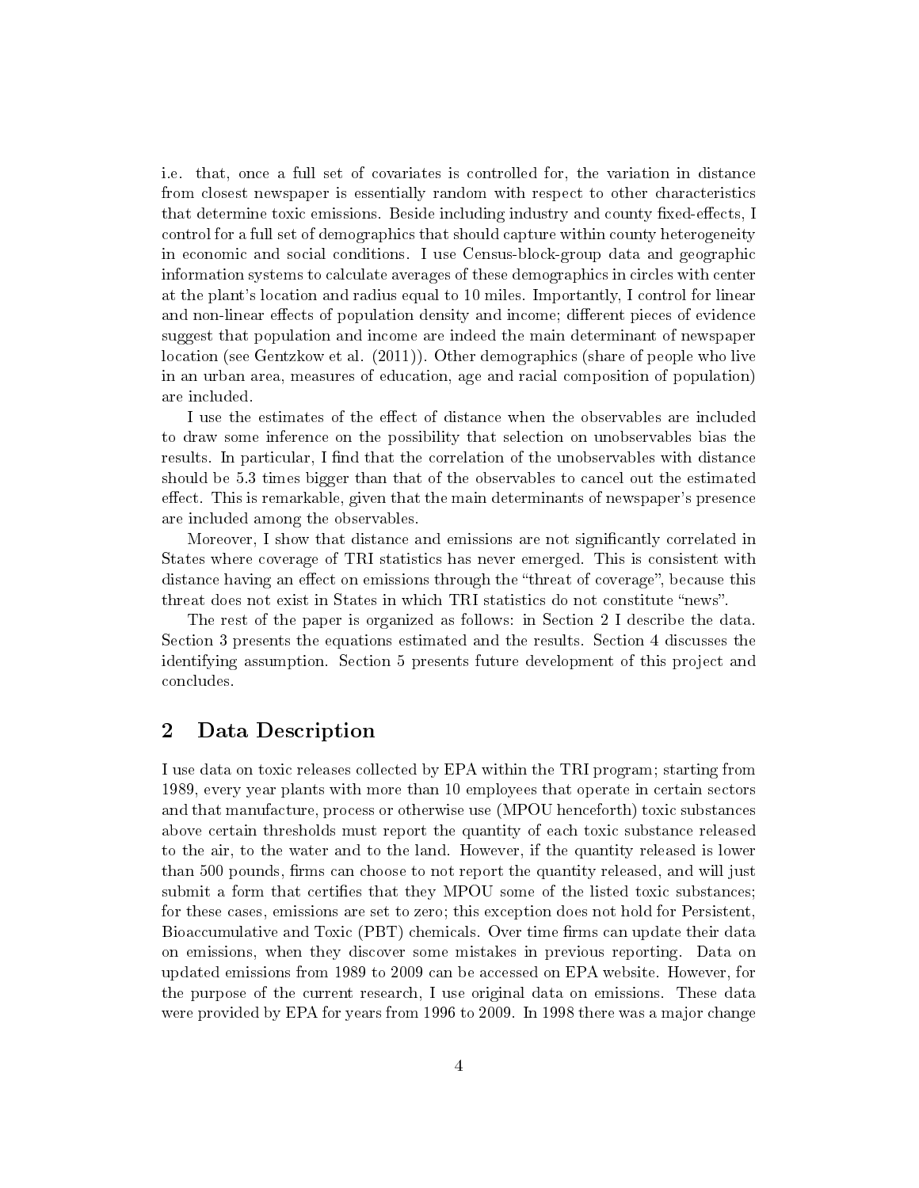i.e. that, once a full set of covariates is controlled for, the variation in distance from closest newspaper is essentially random with respect to other characteristics that determine toxic emissions. Beside including industry and county fixed-effects, I control for a full set of demographics that should capture within county heterogeneity in economic and social conditions. I use Census-block-group data and geographic information systems to calculate averages of these demographics in circles with center at the plant's location and radius equal to 10 miles. Importantly, I control for linear and non-linear effects of population density and income; different pieces of evidence suggest that population and income are indeed the main determinant of newspaper location (see Gentzkow et al. (2011)). Other demographics (share of people who live in an urban area, measures of education, age and racial composition of population) are included.

I use the estimates of the effect of distance when the observables are included to draw some inference on the possibility that selection on unobservables bias the results. In particular, I find that the correlation of the unobservables with distance should be 5.3 times bigger than that of the observables to cancel out the estimated effect. This is remarkable, given that the main determinants of newspaper's presence are included among the observables.

Moreover, I show that distance and emissions are not significantly correlated in States where coverage of TRI statistics has never emerged. This is consistent with distance having an effect on emissions through the "threat of coverage", because this threat does not exist in States in which TRI statistics do not constitute "news".

The rest of the paper is organized as follows: in Section 2 I describe the data. Section 3 presents the equations estimated and the results. Section 4 discusses the identifying assumption. Section 5 presents future development of this project and concludes.

## 2 Data Description

I use data on toxic releases collected by EPA within the TRI program; starting from 1989, every year plants with more than 10 employees that operate in certain sectors and that manufacture, process or otherwise use (MPOU henceforth) toxic substances above certain thresholds must report the quantity of each toxic substance released to the air, to the water and to the land. However, if the quantity released is lower than 500 pounds, firms can choose to not report the quantity released, and will just submit a form that certifies that they MPOU some of the listed toxic substances; for these cases, emissions are set to zero; this exception does not hold for Persistent, Bioaccumulative and Toxic (PBT) chemicals. Over time firms can update their data on emissions, when they discover some mistakes in previous reporting. Data on updated emissions from 1989 to 2009 can be accessed on EPA website. However, for the purpose of the current research, I use original data on emissions. These data were provided by EPA for years from 1996 to 2009. In 1998 there was a major change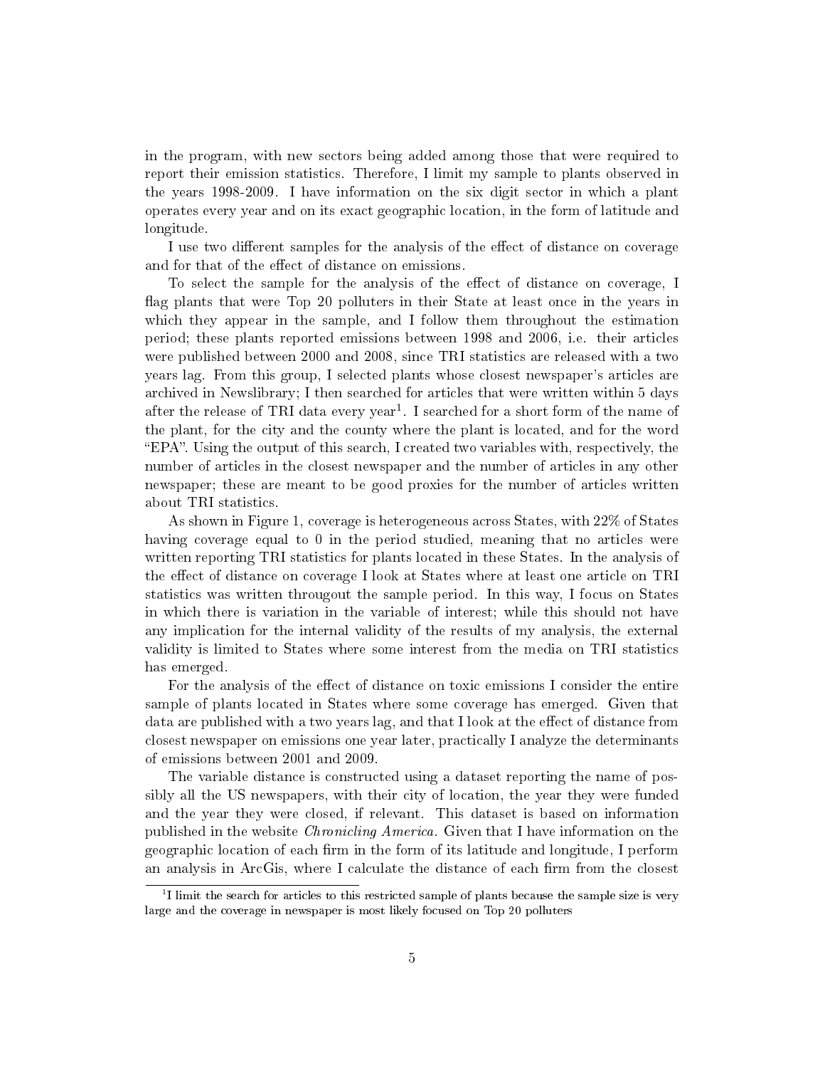in the program, with new sectors being added among those that were required to report their emission statistics. Therefore, I limit my sample to plants observed in the years 1998-2009. I have information on the six digit sector in which a plant operates every year and on its exact geographic location, in the form of latitude and longitude.

I use two different samples for the analysis of the effect of distance on coverage and for that of the effect of distance on emissions.

To select the sample for the analysis of the effect of distance on coverage, I flag plants that were Top 20 polluters in their State at least once in the years in which they appear in the sample, and I follow them throughout the estimation period; these plants reported emissions between 1998 and 2006, i.e. their articles were published between 2000 and 2008, since TRI statistics are released with a two years lag. From this group, I selected plants whose closest newspaper's articles are archived in Newslibrary; I then searched for articles that were written within 5 days after the release of TRI data every year[1]. I searched for a short form of the name of the plant, for the city and the county where the plant is located, and for the word "EPA". Using the output of this search, I created two variables with, respectively, the number of articles in the closest newspaper and the number of articles in any other newspaper; these are meant to be good proxies for the number of articles written about TRI statistics.

As shown in Figure 1, coverage is heterogeneous across States, with 22% of States having coverage equal to 0 in the period studied, meaning that no articles were written reporting TRI statistics for plants located in these States. In the analysis of the effect of distance on coverage I look at States where at least one article on TRI statistics was written througout the sample period. In this way, I focus on States in which there is variation in the variable of interest; while this should not have any implication for the internal validity of the results of my analysis, the external validity is limited to States where some interest from the media on TRI statistics has emerged.

For the analysis of the effect of distance on toxic emissions I consider the entire sample of plants located in States where some coverage has emerged. Given that data are published with a two years lag, and that I look at the effect of distance from closest newspaper on emissions one year later, practically I analyze the determinants of emissions between 2001 and 2009.

The variable distance is constructed using a dataset reporting the name of possibly all the US newspapers, with their city of location, the year they were funded and the year they were closed, if relevant. This dataset is based on information published in the website *Chronicling America*. Given that I have information on the geographic location of each firm in the form of its latitude and longitude, I perform an analysis in ArcGis, where I calculate the distance of each firm from the closest

[1] I limit the search for articles to this restricted sample of plants because the sample size is very large and the coverage in newspaper is most likely focused on Top 20 polluters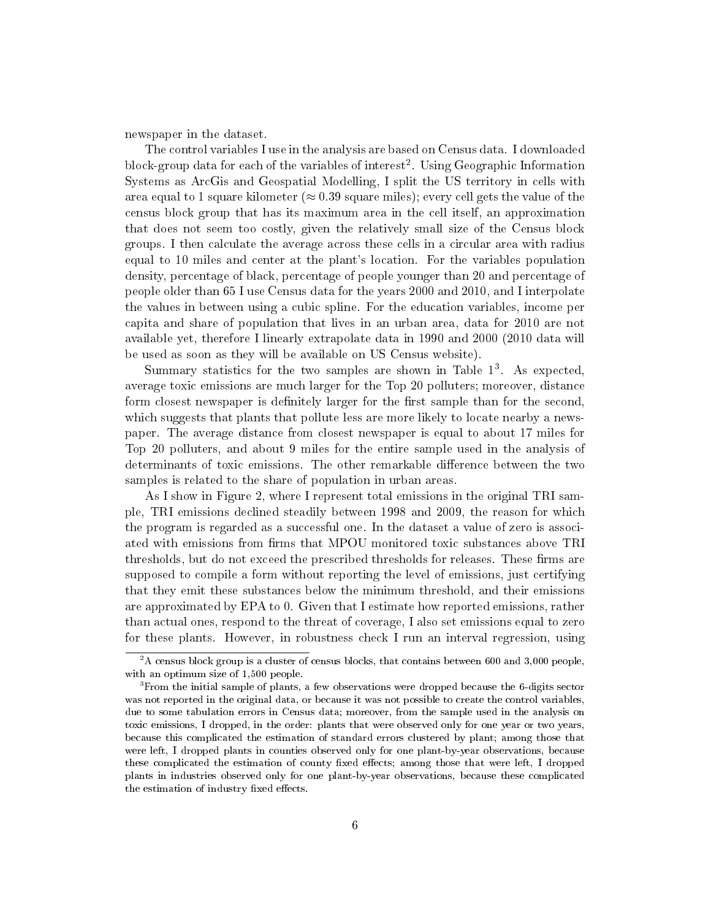newspaper in the dataset.

The control variables I use in the analysis are based on Census data. I downloaded block-group data for each of the variables of interest[2]. Using Geographic Information Systems as ArcGis and Geospatial Modelling, I split the US territory in cells with area equal to 1 square kilometer ($\approx 0.39$ square miles); every cell gets the value of the census block group that has its maximum area in the cell itself, an approximation that does not seem too costly, given the relatively small size of the Census block groups. I then calculate the average across these cells in a circular area with radius equal to 10 miles and center at the plant's location. For the variables population density, percentage of black, percentage of people younger than 20 and percentage of people older than 65 I use Census data for the years 2000 and 2010, and I interpolate the values in between using a cubic spline. For the education variables, income per capita and share of population that lives in an urban area, data for 2010 are not available yet, therefore I linearly extrapolate data in 1990 and 2000 (2010 data will be used as soon as they will be available on US Census website).

Summary statistics for the two samples are shown in Table 1[3]. As expected, average toxic emissions are much larger for the Top 20 polluters; moreover, distance form closest newspaper is definitely larger for the first sample than for the second, which suggests that plants that pollute less are more likely to locate nearby a newspaper. The average distance from closest newspaper is equal to about 17 miles for Top 20 polluters, and about 9 miles for the entire sample used in the analysis of determinants of toxic emissions. The other remarkable difference between the two samples is related to the share of population in urban areas.

As I show in Figure 2, where I represent total emissions in the original TRI sample, TRI emissions declined steadily between 1998 and 2009, the reason for which the program is regarded as a successful one. In the dataset a value of zero is associated with emissions from firms that MPOU monitored toxic substances above TRI thresholds, but do not exceed the prescribed thresholds for releases. These firms are supposed to compile a form without reporting the level of emissions, just certifying that they emit these substances below the minimum threshold, and their emissions are approximated by EPA to 0. Given that I estimate how reported emissions, rather than actual ones, respond to the threat of coverage, I also set emissions equal to zero for these plants. However, in robustness check I run an interval regression, using

[2] A census block group is a cluster of census blocks, that contains between 600 and 3,000 people, with an optimum size of 1,500 people.

[3] From the initial sample of plants, a few observations were dropped because the 6-digits sector was not reported in the original data, or because it was not possible to create the control variables, due to some tabulation errors in Census data; moreover, from the sample used in the analysis on toxic emissions, I dropped, in the order: plants that were observed only for one year or two years, because this complicated the estimation of standard errors clustered by plant; among those that were left, I dropped plants in counties observed only for one plant-by-year observations, because these complicated the estimation of county fixed effects; among those that were left, I dropped plants in industries observed only for one plant-by-year observations, because these complicated the estimation of industry fixed effects.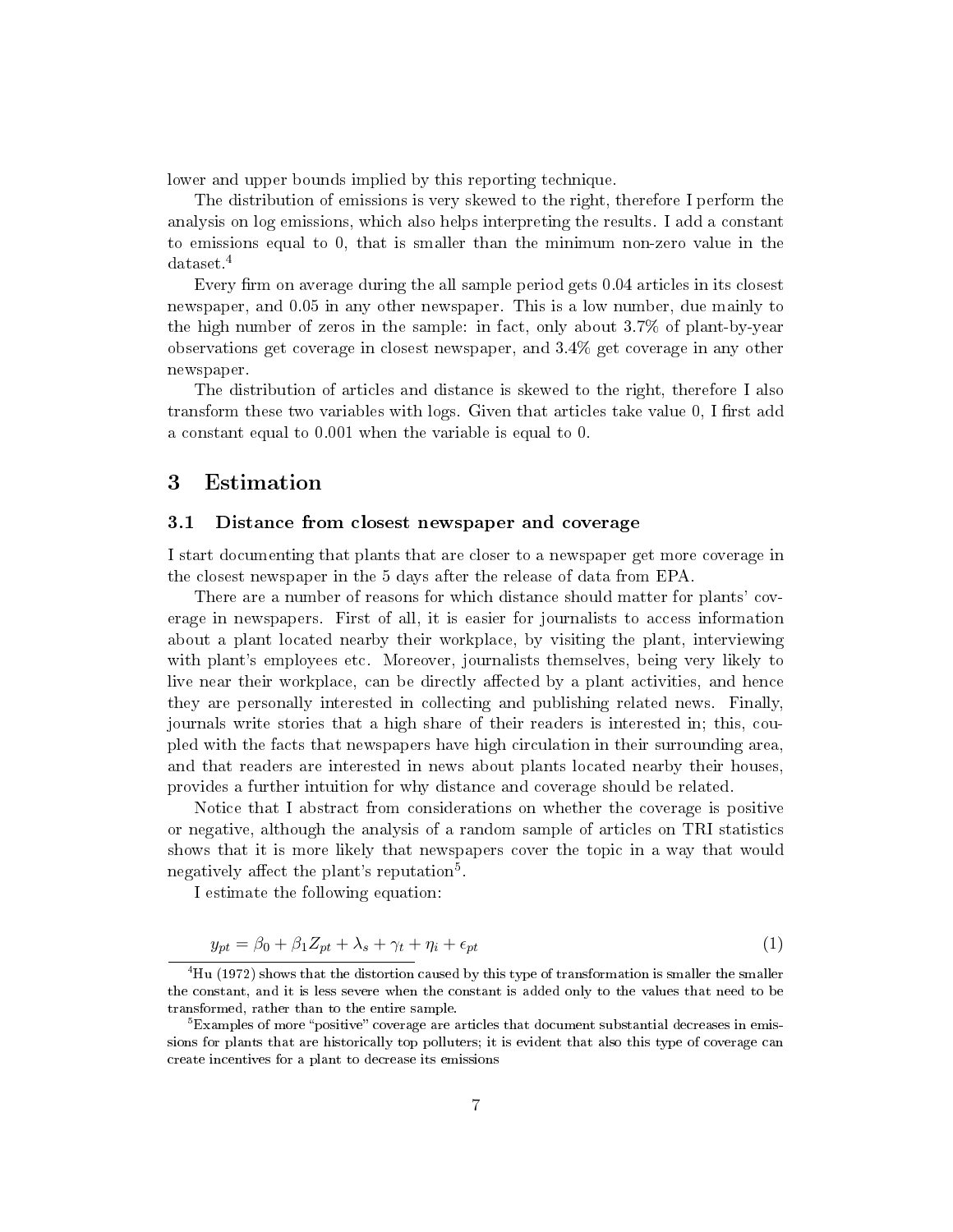lower and upper bounds implied by this reporting technique.

The distribution of emissions is very skewed to the right, therefore I perform the analysis on log emissions, which also helps interpreting the results. I add a constant to emissions equal to 0, that is smaller than the minimum non-zero value in the dataset.[4]

Every firm on average during the all sample period gets 0.04 articles in its closest newspaper, and 0.05 in any other newspaper. This is a low number, due mainly to the high number of zeros in the sample: in fact, only about 3.7% of plant-by-year observations get coverage in closest newspaper, and 3.4% get coverage in any other newspaper.

The distribution of articles and distance is skewed to the right, therefore I also transform these two variables with logs. Given that articles take value 0, I first add a constant equal to 0.001 when the variable is equal to 0.

# 3 Estimation

## 3.1 Distance from closest newspaper and coverage

I start documenting that plants that are closer to a newspaper get more coverage in the closest newspaper in the 5 days after the release of data from EPA.

There are a number of reasons for which distance should matter for plants' coverage in newspapers. First of all, it is easier for journalists to access information about a plant located nearby their workplace, by visiting the plant, interviewing with plant's employees etc. Moreover, journalists themselves, being very likely to live near their workplace, can be directly affected by a plant activities, and hence they are personally interested in collecting and publishing related news. Finally, journals write stories that a high share of their readers is interested in; this, coupled with the facts that newspapers have high circulation in their surrounding area, and that readers are interested in news about plants located nearby their houses, provides a further intuition for why distance and coverage should be related.

Notice that I abstract from considerations on whether the coverage is positive or negative, although the analysis of a random sample of articles on TRI statistics shows that it is more likely that newspapers cover the topic in a way that would negatively affect the plant's reputation[5].

I estimate the following equation:

$$y_{pt} = \beta_0 + \beta_1 Z_{pt} + \lambda_s + \gamma_t + \eta_i + \epsilon_{pt} \tag{1}$$

[4] Hu (1972) shows that the distortion caused by this type of transformation is smaller the smaller the constant, and it is less severe when the constant is added only to the values that need to be transformed, rather than to the entire sample.

[5] Examples of more "positive" coverage are articles that document substantial decreases in emissions for plants that are historically top polluters; it is evident that also this type of coverage can create incentives for a plant to decrease its emissions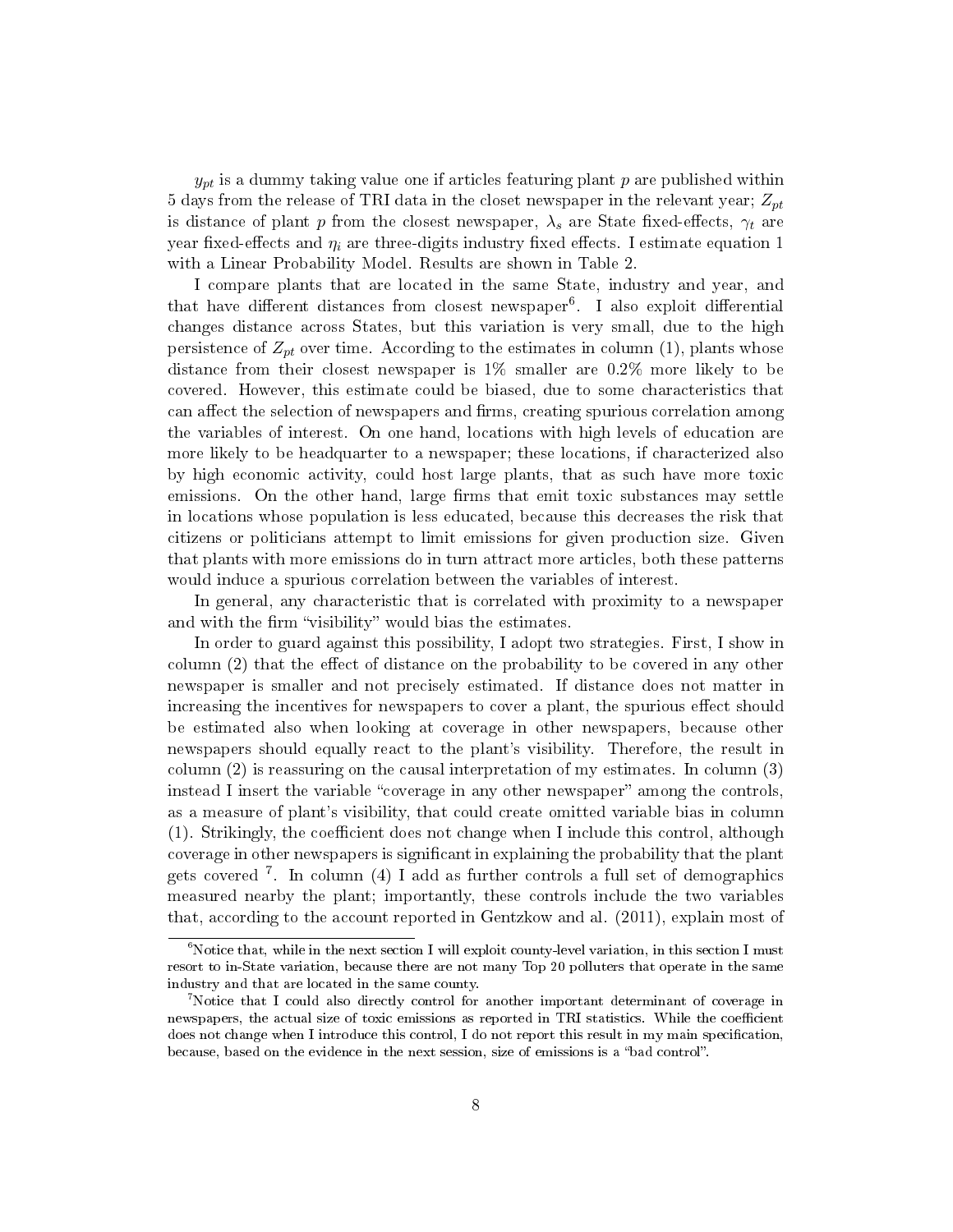$y_{pt}$ is a dummy taking value one if articles featuring plant $p$ are published within 5 days from the release of TRI data in the closet newspaper in the relevant year; $Z_{pt}$ is distance of plant $p$ from the closest newspaper, $\lambda_s$ are State fixed-effects, $\gamma_t$ are year fixed-effects and $\eta_i$ are three-digits industry fixed effects. I estimate equation 1 with a Linear Probability Model. Results are shown in Table 2.

I compare plants that are located in the same State, industry and year, and that have different distances from closest newspaper[6]. I also exploit differential changes distance across States, but this variation is very small, due to the high persistence of $Z_{pt}$ over time. According to the estimates in column (1), plants whose distance from their closest newspaper is 1% smaller are 0.2% more likely to be covered. However, this estimate could be biased, due to some characteristics that can affect the selection of newspapers and firms, creating spurious correlation among the variables of interest. On one hand, locations with high levels of education are more likely to be headquarter to a newspaper; these locations, if characterized also by high economic activity, could host large plants, that as such have more toxic emissions. On the other hand, large firms that emit toxic substances may settle in locations whose population is less educated, because this decreases the risk that citizens or politicians attempt to limit emissions for given production size. Given that plants with more emissions do in turn attract more articles, both these patterns would induce a spurious correlation between the variables of interest.

In general, any characteristic that is correlated with proximity to a newspaper and with the firm "visibility" would bias the estimates.

In order to guard against this possibility, I adopt two strategies. First, I show in column (2) that the effect of distance on the probability to be covered in any other newspaper is smaller and not precisely estimated. If distance does not matter in increasing the incentives for newspapers to cover a plant, the spurious effect should be estimated also when looking at coverage in other newspapers, because other newspapers should equally react to the plant's visibility. Therefore, the result in column (2) is reassuring on the causal interpretation of my estimates. In column (3) instead I insert the variable "coverage in any other newspaper" among the controls, as a measure of plant's visibility, that could create omitted variable bias in column (1). Strikingly, the coefficient does not change when I include this control, although coverage in other newspapers is significant in explaining the probability that the plant gets covered [7]. In column (4) I add as further controls a full set of demographics measured nearby the plant; importantly, these controls include the two variables that, according to the account reported in Gentzkow and al. (2011), explain most of

[6] Notice that, while in the next section I will exploit county-level variation, in this section I must resort to in-State variation, because there are not many Top 20 polluters that operate in the same industry and that are located in the same county.

[7] Notice that I could also directly control for another important determinant of coverage in newspapers, the actual size of toxic emissions as reported in TRI statistics. While the coefficient does not change when I introduce this control, I do not report this result in my main specification, because, based on the evidence in the next session, size of emissions is a "bad control".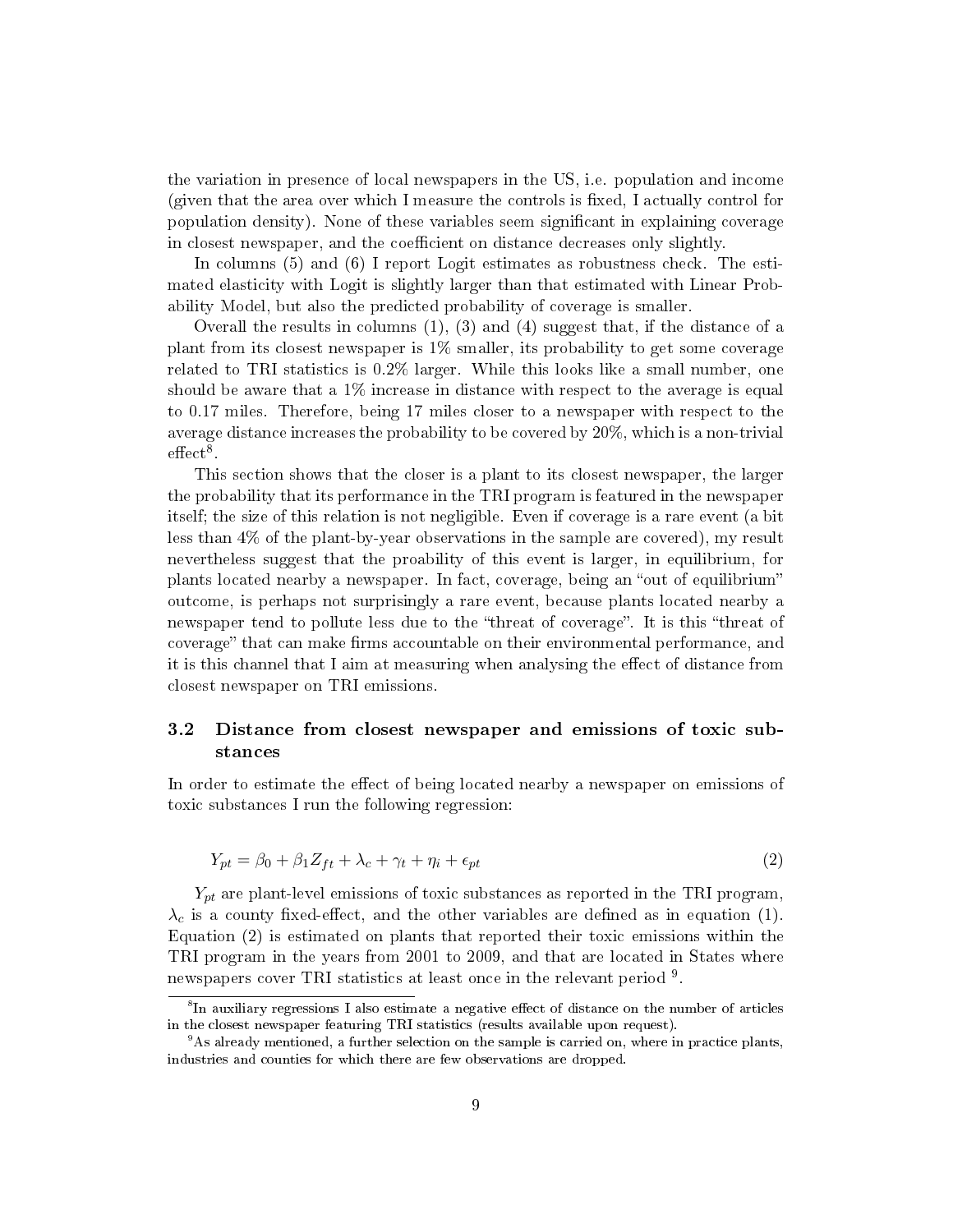the variation in presence of local newspapers in the US, i.e. population and income (given that the area over which I measure the controls is fixed, I actually control for population density). None of these variables seem significant in explaining coverage in closest newspaper, and the coefficient on distance decreases only slightly.

In columns (5) and (6) I report Logit estimates as robustness check. The estimated elasticity with Logit is slightly larger than that estimated with Linear Probability Model, but also the predicted probability of coverage is smaller.

Overall the results in columns (1), (3) and (4) suggest that, if the distance of a plant from its closest newspaper is 1% smaller, its probability to get some coverage related to TRI statistics is 0.2% larger. While this looks like a small number, one should be aware that a 1% increase in distance with respect to the average is equal to 0.17 miles. Therefore, being 17 miles closer to a newspaper with respect to the average distance increases the probability to be covered by 20%, which is a non-trivial effect[8].

This section shows that the closer is a plant to its closest newspaper, the larger the probability that its performance in the TRI program is featured in the newspaper itself; the size of this relation is not negligible. Even if coverage is a rare event (a bit less than 4% of the plant-by-year observations in the sample are covered), my result nevertheless suggest that the proability of this event is larger, in equilibrium, for plants located nearby a newspaper. In fact, coverage, being an "out of equilibrium" outcome, is perhaps not surprisingly a rare event, because plants located nearby a newspaper tend to pollute less due to the "threat of coverage". It is this "threat of coverage" that can make firms accountable on their environmental performance, and it is this channel that I aim at measuring when analysing the effect of distance from closest newspaper on TRI emissions.

## 3.2 Distance from closest newspaper and emissions of toxic substances

In order to estimate the effect of being located nearby a newspaper on emissions of toxic substances I run the following regression:

$$Y_{pt} = \beta_0 + \beta_1 Z_{ft} + \lambda_c + \gamma_t + \eta_i + \epsilon_{pt} \tag{2}$$

$Y_{pt}$ are plant-level emissions of toxic substances as reported in the TRI program, $\lambda_c$ is a county fixed-effect, and the other variables are defined as in equation (1). Equation (2) is estimated on plants that reported their toxic emissions within the TRI program in the years from 2001 to 2009, and that are located in States where newspapers cover TRI statistics at least once in the relevant period [9].

[8] In auxiliary regressions I also estimate a negative effect of distance on the number of articles in the closest newspaper featuring TRI statistics (results available upon request).

[9] As already mentioned, a further selection on the sample is carried on, where in practice plants, industries and counties for which there are few observations are dropped.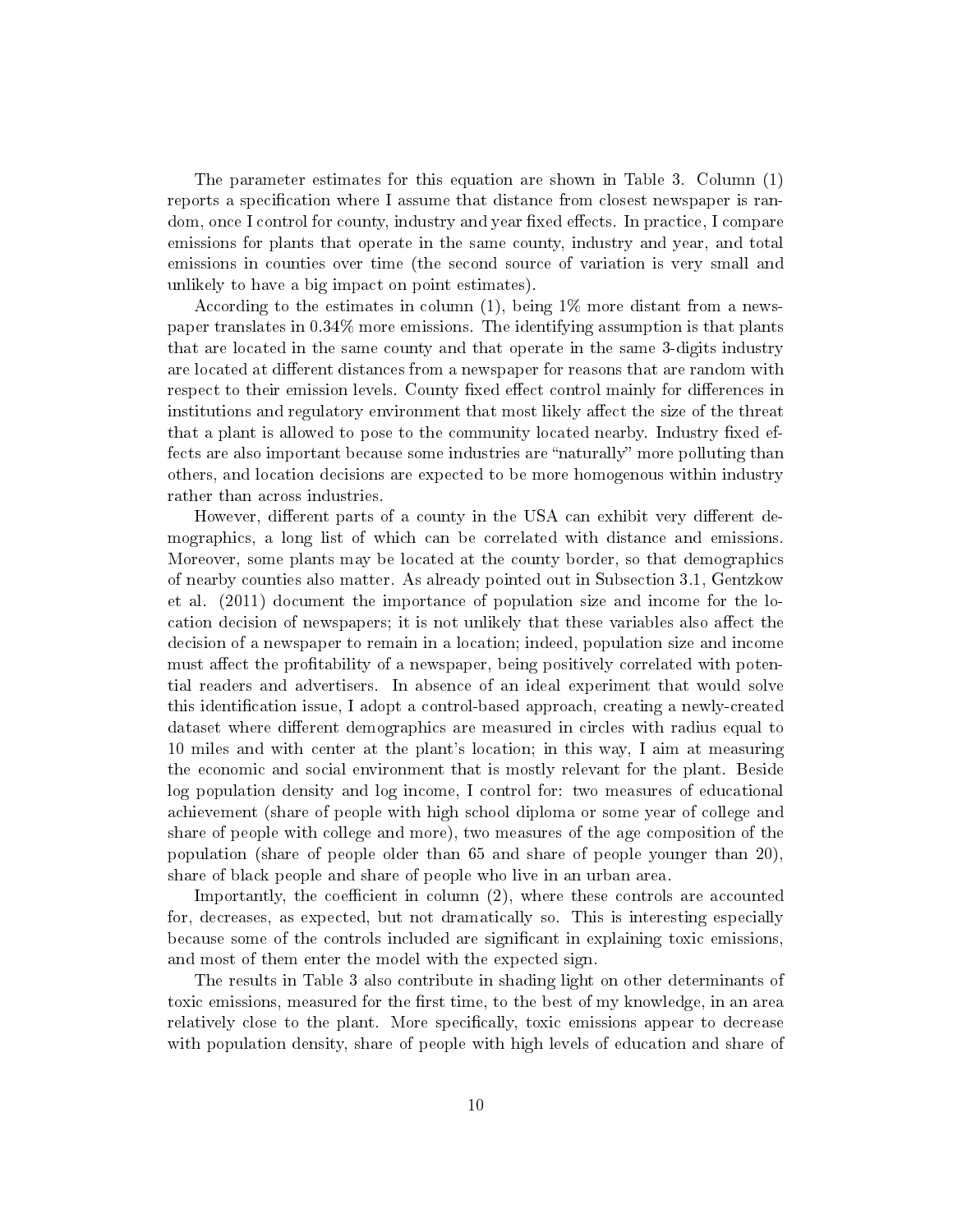The parameter estimates for this equation are shown in Table 3. Column (1) reports a specification where I assume that distance from closest newspaper is random, once I control for county, industry and year fixed effects. In practice, I compare emissions for plants that operate in the same county, industry and year, and total emissions in counties over time (the second source of variation is very small and unlikely to have a big impact on point estimates).

According to the estimates in column (1), being 1% more distant from a newspaper translates in 0.34% more emissions. The identifying assumption is that plants that are located in the same county and that operate in the same 3-digits industry are located at different distances from a newspaper for reasons that are random with respect to their emission levels. County fixed effect control mainly for differences in institutions and regulatory environment that most likely affect the size of the threat that a plant is allowed to pose to the community located nearby. Industry fixed effects are also important because some industries are "naturally" more polluting than others, and location decisions are expected to be more homogenous within industry rather than across industries.

However, different parts of a county in the USA can exhibit very different demographics, a long list of which can be correlated with distance and emissions. Moreover, some plants may be located at the county border, so that demographics of nearby counties also matter. As already pointed out in Subsection 3.1, Gentzkow et al. (2011) document the importance of population size and income for the location decision of newspapers; it is not unlikely that these variables also affect the decision of a newspaper to remain in a location; indeed, population size and income must affect the profitability of a newspaper, being positively correlated with potential readers and advertisers. In absence of an ideal experiment that would solve this identification issue, I adopt a control-based approach, creating a newly-created dataset where different demographics are measured in circles with radius equal to 10 miles and with center at the plant's location; in this way, I aim at measuring the economic and social environment that is mostly relevant for the plant. Beside log population density and log income, I control for: two measures of educational achievement (share of people with high school diploma or some year of college and share of people with college and more), two measures of the age composition of the population (share of people older than 65 and share of people younger than 20), share of black people and share of people who live in an urban area.

Importantly, the coefficient in column (2), where these controls are accounted for, decreases, as expected, but not dramatically so. This is interesting especially because some of the controls included are significant in explaining toxic emissions, and most of them enter the model with the expected sign.

The results in Table 3 also contribute in shading light on other determinants of toxic emissions, measured for the first time, to the best of my knowledge, in an area relatively close to the plant. More specifically, toxic emissions appear to decrease with population density, share of people with high levels of education and share of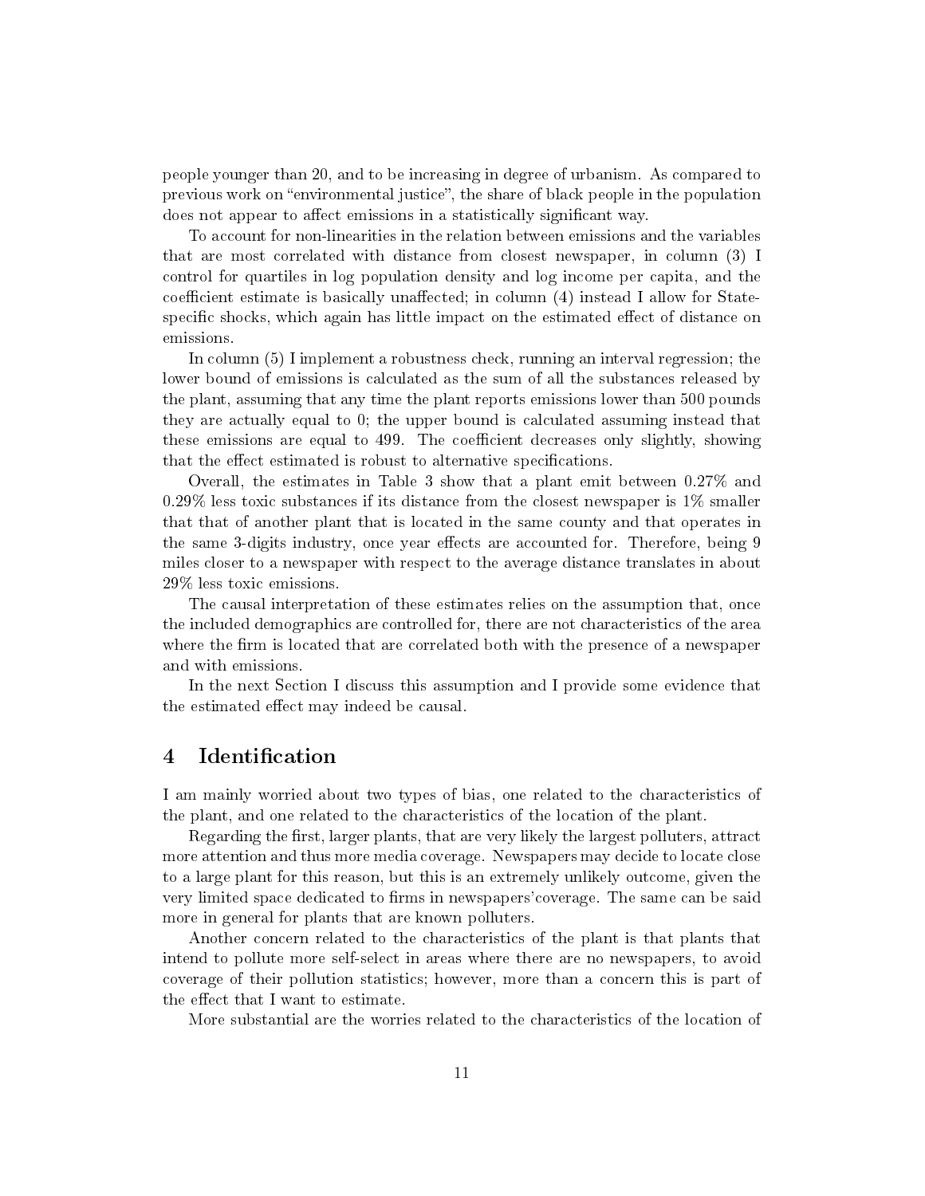people younger than 20, and to be increasing in degree of urbanism. As compared to previous work on "environmental justice", the share of black people in the population does not appear to affect emissions in a statistically significant way.

To account for non-linearities in the relation between emissions and the variables that are most correlated with distance from closest newspaper, in column (3) I control for quartiles in log population density and log income per capita, and the coefficient estimate is basically unaffected; in column (4) instead I allow for State-specific shocks, which again has little impact on the estimated effect of distance on emissions.

In column (5) I implement a robustness check, running an interval regression; the lower bound of emissions is calculated as the sum of all the substances released by the plant, assuming that any time the plant reports emissions lower than 500 pounds they are actually equal to 0; the upper bound is calculated assuming instead that these emissions are equal to 499. The coefficient decreases only slightly, showing that the effect estimated is robust to alternative specifications.

Overall, the estimates in Table 3 show that a plant emit between 0.27% and 0.29% less toxic substances if its distance from the closest newspaper is 1% smaller that that of another plant that is located in the same county and that operates in the same 3-digits industry, once year effects are accounted for. Therefore, being 9 miles closer to a newspaper with respect to the average distance translates in about 29% less toxic emissions.

The causal interpretation of these estimates relies on the assumption that, once the included demographics are controlled for, there are not characteristics of the area where the firm is located that are correlated both with the presence of a newspaper and with emissions.

In the next Section I discuss this assumption and I provide some evidence that the estimated effect may indeed be causal.

# 4 Identification

I am mainly worried about two types of bias, one related to the characteristics of the plant, and one related to the characteristics of the location of the plant.

Regarding the first, larger plants, that are very likely the largest polluters, attract more attention and thus more media coverage. Newspapers may decide to locate close to a large plant for this reason, but this is an extremely unlikely outcome, given the very limited space dedicated to firms in newspapers'coverage. The same can be said more in general for plants that are known polluters.

Another concern related to the characteristics of the plant is that plants that intend to pollute more self-select in areas where there are no newspapers, to avoid coverage of their pollution statistics; however, more than a concern this is part of the effect that I want to estimate.

More substantial are the worries related to the characteristics of the location of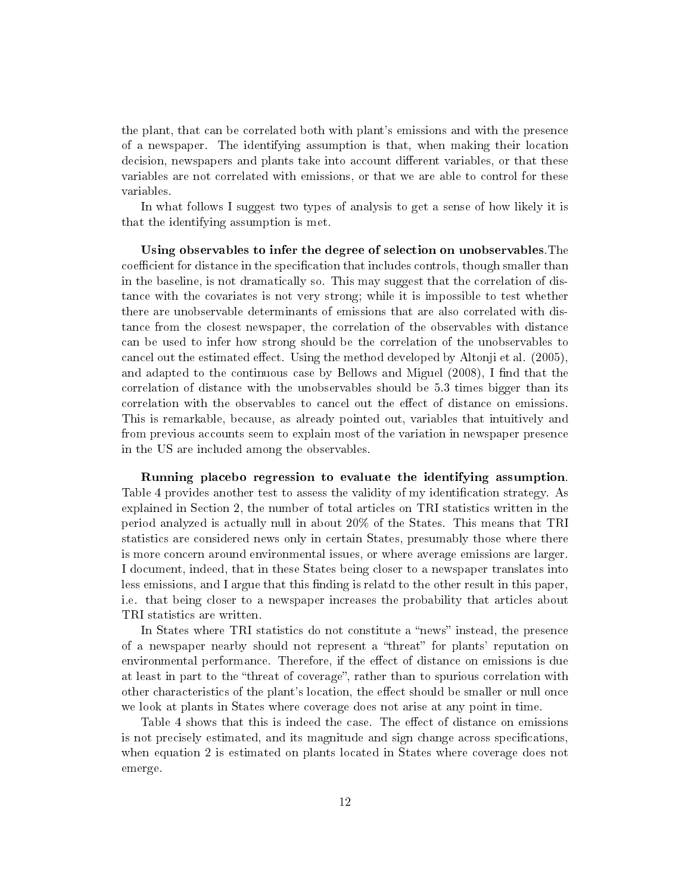the plant, that can be correlated both with plant's emissions and with the presence of a newspaper. The identifying assumption is that, when making their location decision, newspapers and plants take into account different variables, or that these variables are not correlated with emissions, or that we are able to control for these variables.

In what follows I suggest two types of analysis to get a sense of how likely it is that the identifying assumption is met.

**Using observables to infer the degree of selection on unobservables**.The coefficient for distance in the specification that includes controls, though smaller than in the baseline, is not dramatically so. This may suggest that the correlation of distance with the covariates is not very strong; while it is impossible to test whether there are unobservable determinants of emissions that are also correlated with distance from the closest newspaper, the correlation of the observables with distance can be used to infer how strong should be the correlation of the unobservables to cancel out the estimated effect. Using the method developed by Altonji et al. (2005), and adapted to the continuous case by Bellows and Miguel (2008), I find that the correlation of distance with the unobservables should be 5.3 times bigger than its correlation with the observables to cancel out the effect of distance on emissions. This is remarkable, because, as already pointed out, variables that intuitively and from previous accounts seem to explain most of the variation in newspaper presence in the US are included among the observables.

**Running placebo regression to evaluate the identifying assumption**. Table 4 provides another test to assess the validity of my identification strategy. As explained in Section 2, the number of total articles on TRI statistics written in the period analyzed is actually null in about 20% of the States. This means that TRI statistics are considered news only in certain States, presumably those where there is more concern around environmental issues, or where average emissions are larger. I document, indeed, that in these States being closer to a newspaper translates into less emissions, and I argue that this finding is relatd to the other result in this paper, i.e. that being closer to a newspaper increases the probability that articles about TRI statistics are written.

In States where TRI statistics do not constitute a "news" instead, the presence of a newspaper nearby should not represent a "threat" for plants' reputation on environmental performance. Therefore, if the effect of distance on emissions is due at least in part to the "threat of coverage", rather than to spurious correlation with other characteristics of the plant's location, the effect should be smaller or null once we look at plants in States where coverage does not arise at any point in time.

Table 4 shows that this is indeed the case. The effect of distance on emissions is not precisely estimated, and its magnitude and sign change across specifications, when equation 2 is estimated on plants located in States where coverage does not emerge.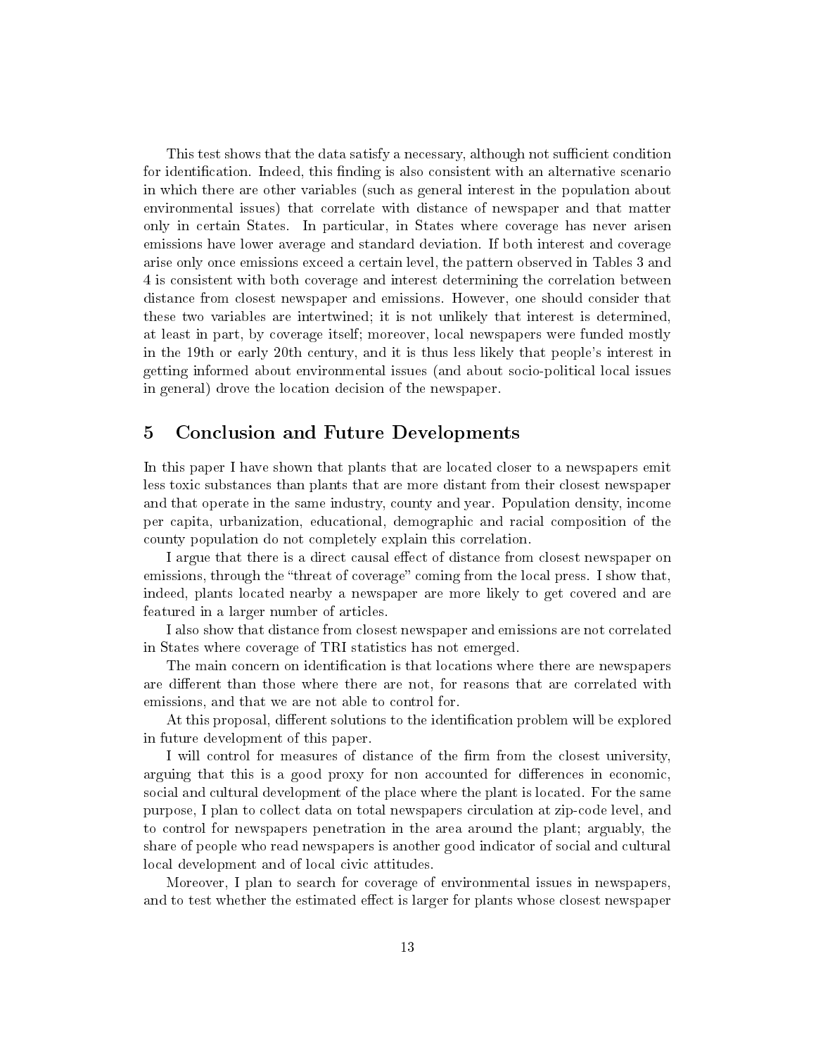This test shows that the data satisfy a necessary, although not sufficient condition for identification. Indeed, this finding is also consistent with an alternative scenario in which there are other variables (such as general interest in the population about environmental issues) that correlate with distance of newspaper and that matter only in certain States. In particular, in States where coverage has never arisen emissions have lower average and standard deviation. If both interest and coverage arise only once emissions exceed a certain level, the pattern observed in Tables 3 and 4 is consistent with both coverage and interest determining the correlation between distance from closest newspaper and emissions. However, one should consider that these two variables are intertwined; it is not unlikely that interest is determined, at least in part, by coverage itself; moreover, local newspapers were funded mostly in the 19th or early 20th century, and it is thus less likely that people's interest in getting informed about environmental issues (and about socio-political local issues in general) drove the location decision of the newspaper.

## 5 Conclusion and Future Developments

In this paper I have shown that plants that are located closer to a newspapers emit less toxic substances than plants that are more distant from their closest newspaper and that operate in the same industry, county and year. Population density, income per capita, urbanization, educational, demographic and racial composition of the county population do not completely explain this correlation.

I argue that there is a direct causal effect of distance from closest newspaper on emissions, through the "threat of coverage" coming from the local press. I show that, indeed, plants located nearby a newspaper are more likely to get covered and are featured in a larger number of articles.

I also show that distance from closest newspaper and emissions are not correlated in States where coverage of TRI statistics has not emerged.

The main concern on identification is that locations where there are newspapers are different than those where there are not, for reasons that are correlated with emissions, and that we are not able to control for.

At this proposal, different solutions to the identification problem will be explored in future development of this paper.

I will control for measures of distance of the firm from the closest university, arguing that this is a good proxy for non accounted for differences in economic, social and cultural development of the place where the plant is located. For the same purpose, I plan to collect data on total newspapers circulation at zip-code level, and to control for newspapers penetration in the area around the plant; arguably, the share of people who read newspapers is another good indicator of social and cultural local development and of local civic attitudes.

Moreover, I plan to search for coverage of environmental issues in newspapers, and to test whether the estimated effect is larger for plants whose closest newspaper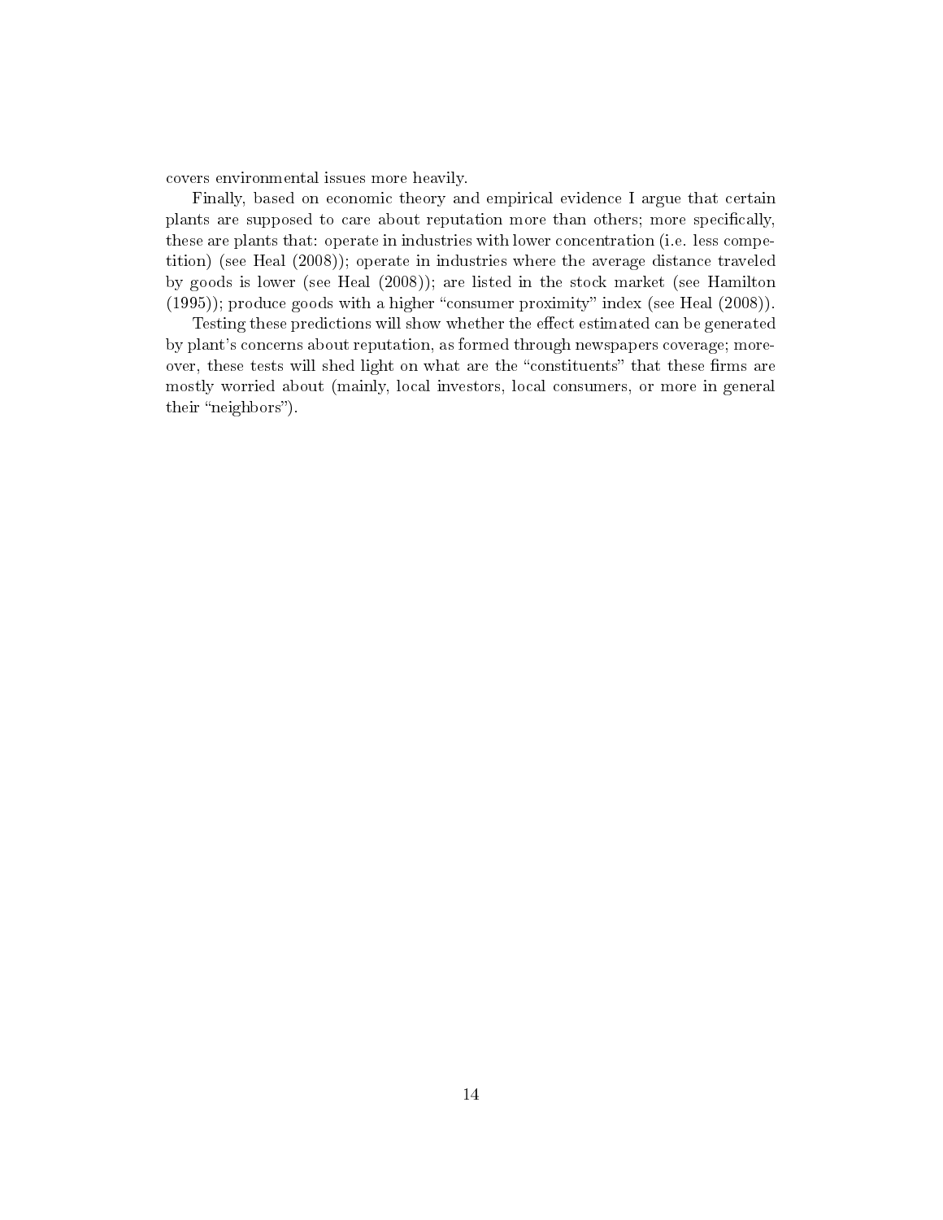covers environmental issues more heavily.

Finally, based on economic theory and empirical evidence I argue that certain plants are supposed to care about reputation more than others; more specifically, these are plants that: operate in industries with lower concentration (i.e. less competition) (see Heal (2008)); operate in industries where the average distance traveled by goods is lower (see Heal (2008)); are listed in the stock market (see Hamilton (1995)); produce goods with a higher "consumer proximity" index (see Heal (2008)).

Testing these predictions will show whether the effect estimated can be generated by plant's concerns about reputation, as formed through newspapers coverage; moreover, these tests will shed light on what are the "constituents" that these firms are mostly worried about (mainly, local investors, local consumers, or more in general their "neighbors").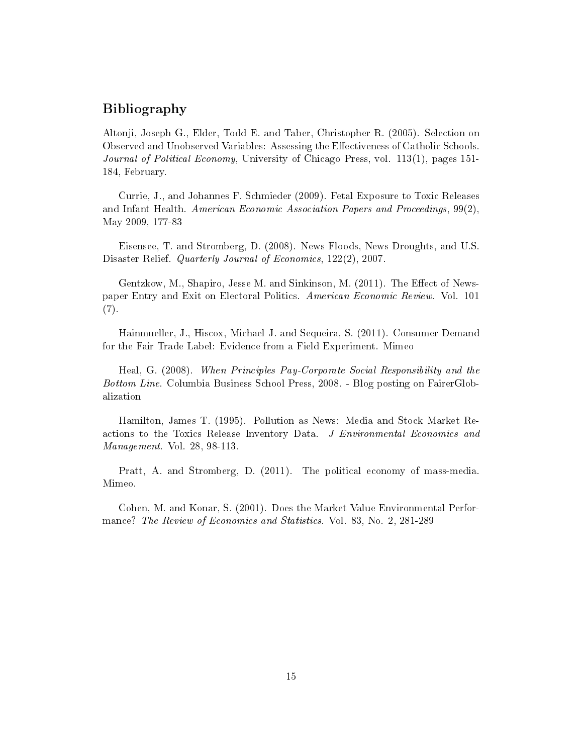## Bibliography

Altonji, Joseph G., Elder, Todd E. and Taber, Christopher R. (2005). Selection on Observed and Unobserved Variables: Assessing the Effectiveness of Catholic Schools. *Journal of Political Economy*, University of Chicago Press, vol. 113(1), pages 151-184, February.

Currie, J., and Johannes F. Schmieder (2009). Fetal Exposure to Toxic Releases and Infant Health. *American Economic Association Papers and Proceedings*, 99(2), May 2009, 177-83

Eisensee, T. and Stromberg, D. (2008). News Floods, News Droughts, and U.S. Disaster Relief. *Quarterly Journal of Economics*, 122(2), 2007.

Gentzkow, M., Shapiro, Jesse M. and Sinkinson, M. (2011). The Effect of Newspaper Entry and Exit on Electoral Politics. *American Economic Review*. Vol. 101 (7).

Hainmueller, J., Hiscox, Michael J. and Sequeira, S. (2011). Consumer Demand for the Fair Trade Label: Evidence from a Field Experiment. Mimeo

Heal, G. (2008). *When Principles Pay-Corporate Social Responsibility and the Bottom Line*. Columbia Business School Press, 2008. - Blog posting on FairerGlobalization

Hamilton, James T. (1995). Pollution as News: Media and Stock Market Reactions to the Toxics Release Inventory Data. *J Environmental Economics and Management*. Vol. 28, 98-113.

Pratt, A. and Stromberg, D. (2011). The political economy of mass-media. Mimeo.

Cohen, M. and Konar, S. (2001). Does the Market Value Environmental Performance? *The Review of Economics and Statistics*. Vol. 83, No. 2, 281-289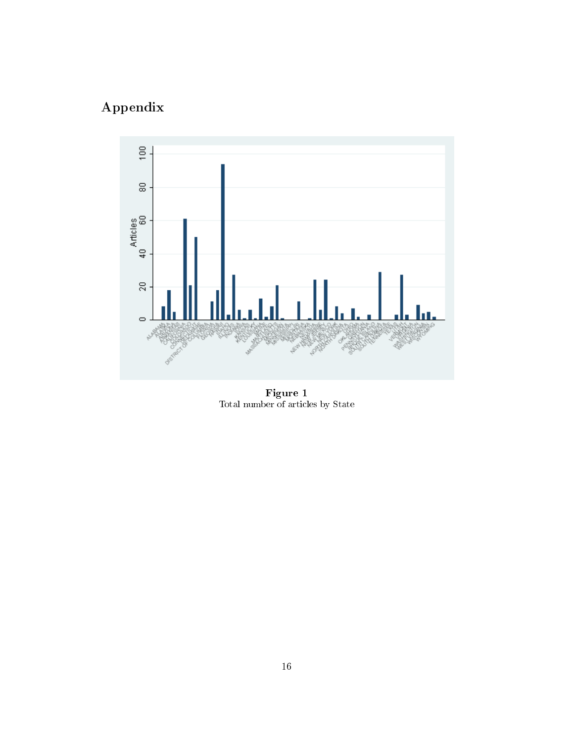# Appendix

**Figure 1**
Total number of articles by State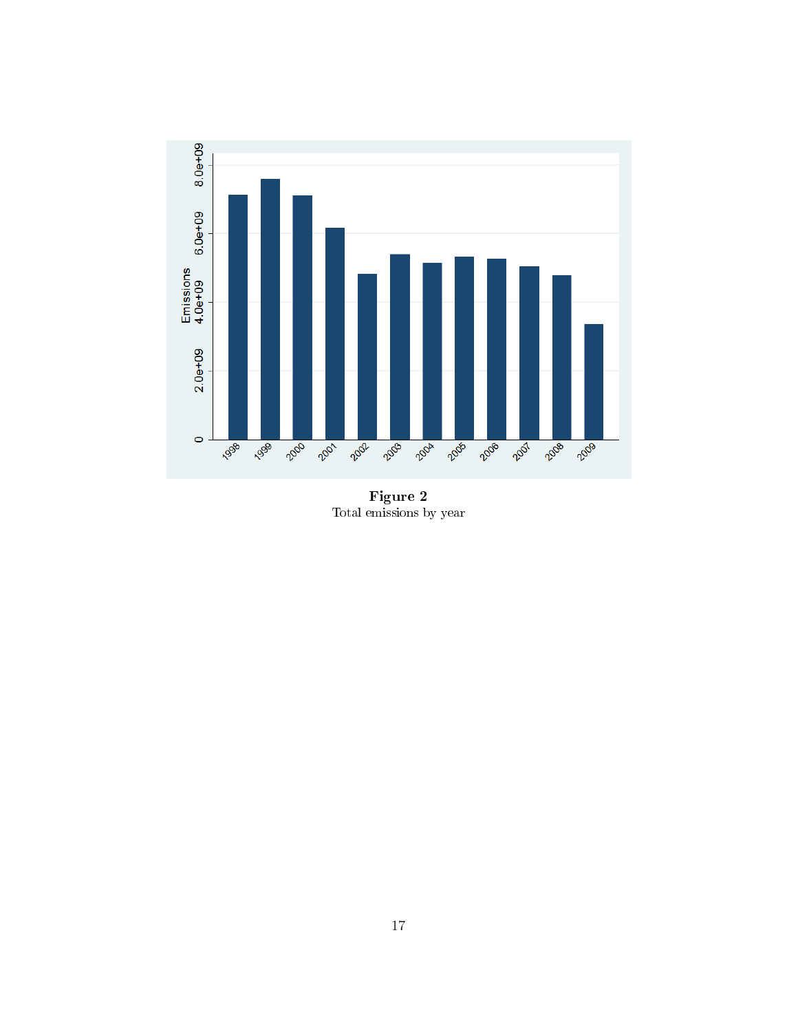**Figure 2**
Total emissions by year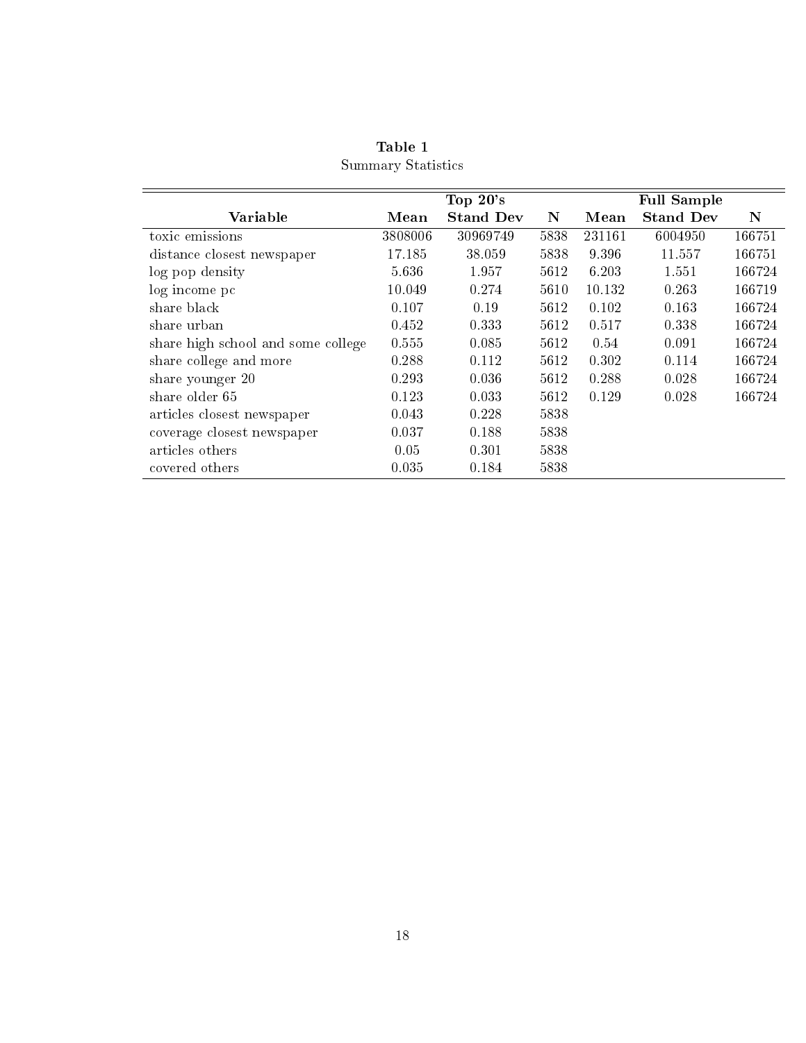**Table 1**

Summary Statistics

| Variable | Top 20's | | | Full Sample | | |
|---|---|---|---|---|---|---|
| | **Mean** | **Stand Dev** | **N** | **Mean** | **Stand Dev** | **N** |
| toxic emissions | 3808006 | 30969749 | 5838 | 231161 | 6004950 | 166751 |
| distance closest newspaper | 17.185 | 38.059 | 5838 | 9.396 | 11.557 | 166751 |
| log pop density | 5.636 | 1.957 | 5612 | 6.203 | 1.551 | 166724 |
| log income pc | 10.049 | 0.274 | 5610 | 10.132 | 0.263 | 166719 |
| share black | 0.107 | 0.19 | 5612 | 0.102 | 0.163 | 166724 |
| share urban | 0.452 | 0.333 | 5612 | 0.517 | 0.338 | 166724 |
| share high school and some college | 0.555 | 0.085 | 5612 | 0.54 | 0.091 | 166724 |
| share college and more | 0.288 | 0.112 | 5612 | 0.302 | 0.114 | 166724 |
| share younger 20 | 0.293 | 0.036 | 5612 | 0.288 | 0.028 | 166724 |
| share older 65 | 0.123 | 0.033 | 5612 | 0.129 | 0.028 | 166724 |
| articles closest newspaper | 0.043 | 0.228 | 5838 | | | |
| coverage closest newspaper | 0.037 | 0.188 | 5838 | | | |
| articles others | 0.05 | 0.301 | 5838 | | | |
| covered others | 0.035 | 0.184 | 5838 | | | |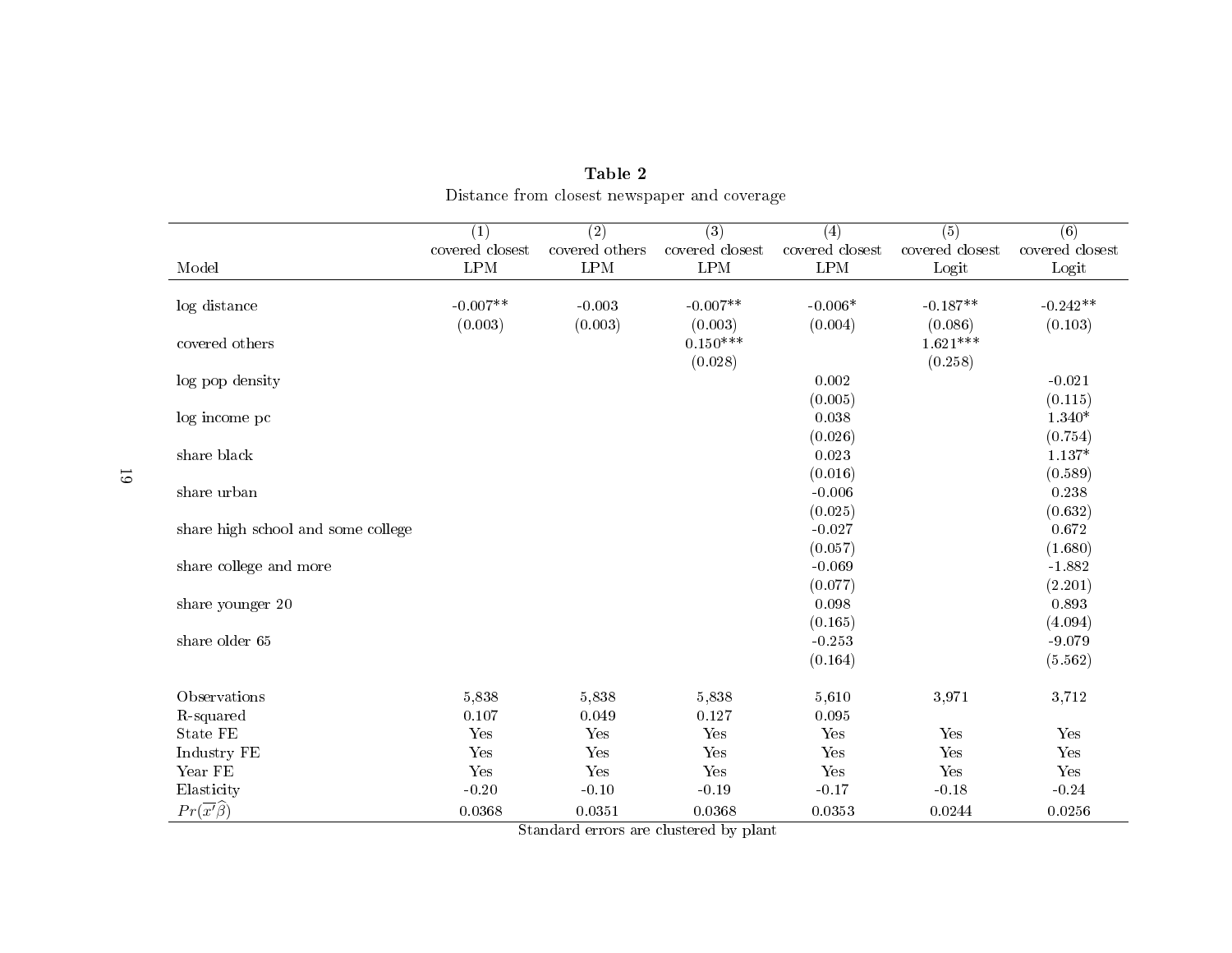**Table 2**

Distance from closest newspaper and coverage

| | (1) | (2) | (3) | (4) | (5) | (6) |
|---|---|---|---|---|---|---|
| | covered closest | covered others | covered closest | covered closest | covered closest | covered closest |
| Model | LPM | LPM | LPM | LPM | Logit | Logit |
| log distance | -0.007** | -0.003 | -0.007** | -0.006* | -0.187** | -0.242** |
| | (0.003) | (0.003) | (0.003) | (0.004) | (0.086) | (0.103) |
| covered others | | | 0.150*** | | 1.621*** | |
| | | | (0.028) | | (0.258) | |
| log pop density | | | | 0.002 | | -0.021 |
| | | | | (0.005) | | (0.115) |
| log income pc | | | | 0.038 | | 1.340* |
| | | | | (0.026) | | (0.754) |
| share black | | | | 0.023 | | 1.137* |
| | | | | (0.016) | | (0.589) |
| share urban | | | | -0.006 | | 0.238 |
| | | | | (0.025) | | (0.632) |
| share high school and some college | | | | -0.027 | | 0.672 |
| | | | | (0.057) | | (1.680) |
| share college and more | | | | -0.069 | | -1.882 |
| | | | | (0.077) | | (2.201) |
| share younger 20 | | | | 0.098 | | 0.893 |
| | | | | (0.165) | | (4.094) |
| share older 65 | | | | -0.253 | | -9.079 |
| | | | | (0.164) | | (5.562) |
| Observations | 5,838 | 5,838 | 5,838 | 5,610 | 3,971 | 3,712 |
| R-squared | 0.107 | 0.049 | 0.127 | 0.095 | | |
| State FE | Yes | Yes | Yes | Yes | Yes | Yes |
| Industry FE | Yes | Yes | Yes | Yes | Yes | Yes |
| Year FE | Yes | Yes | Yes | Yes | Yes | Yes |
| Elasticity | -0.20 | -0.10 | -0.19 | -0.17 | -0.18 | -0.24 |
| $Pr(\overline{x'}\widehat{\beta})$ | 0.0368 | 0.0351 | 0.0368 | 0.0353 | 0.0244 | 0.0256 |

Standard errors are clustered by plant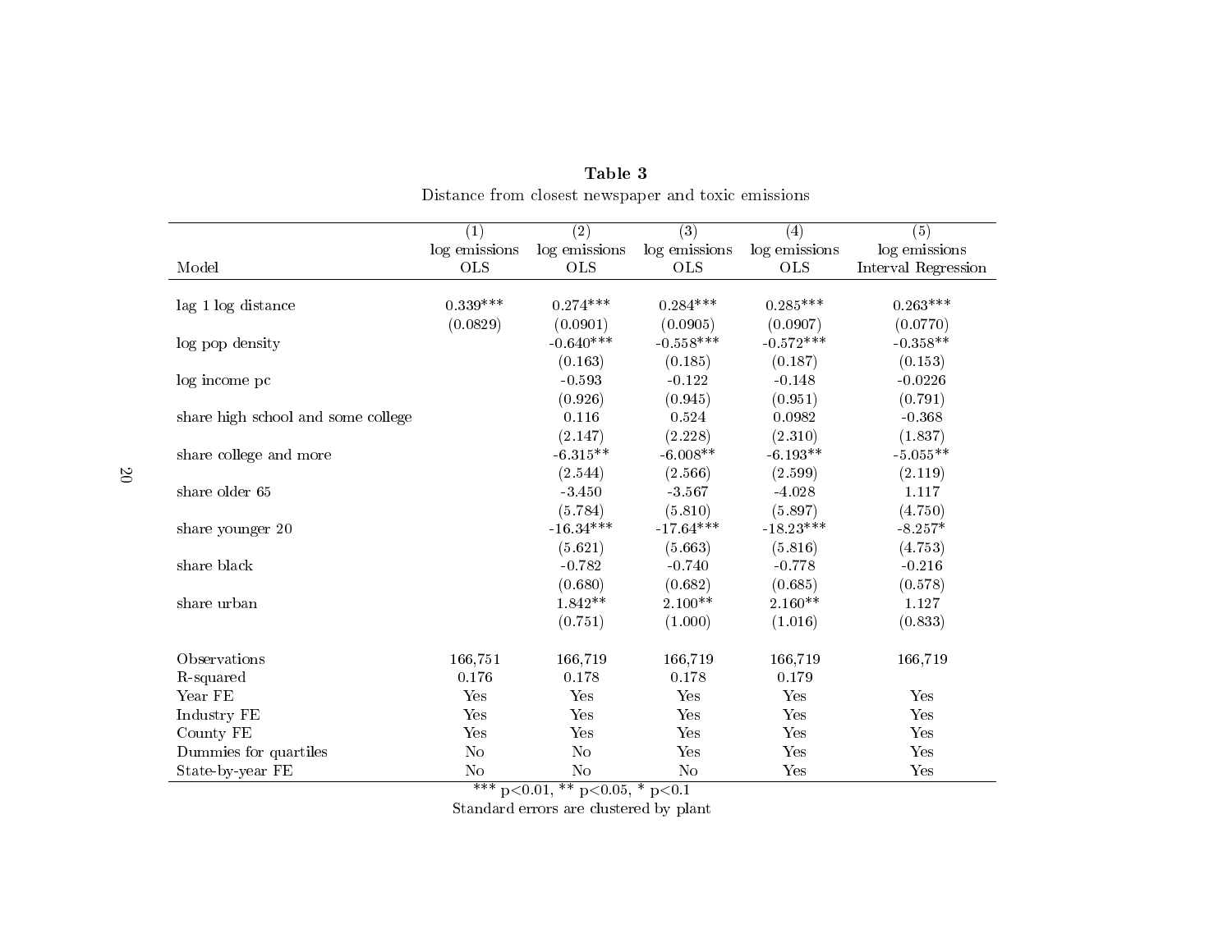**Table 3**

Distance from closest newspaper and toxic emissions

| Model | (1) log emissions OLS | (2) log emissions OLS | (3) log emissions OLS | (4) log emissions OLS | (5) log emissions Interval Regression |
|---|---|---|---|---|---|
| lag 1 log distance | 0.339*** | 0.274*** | 0.284*** | 0.285*** | 0.263*** |
| | (0.0829) | (0.0901) | (0.0905) | (0.0907) | (0.0770) |
| log pop density | | -0.640*** | -0.558*** | -0.572*** | -0.358** |
| | | (0.163) | (0.185) | (0.187) | (0.153) |
| log income pc | | -0.593 | -0.122 | -0.148 | -0.0226 |
| | | (0.926) | (0.945) | (0.951) | (0.791) |
| share high school and some college | | 0.116 | 0.524 | 0.0982 | -0.368 |
| | | (2.147) | (2.228) | (2.310) | (1.837) |
| share college and more | | -6.315** | -6.008** | -6.193** | -5.055** |
| | | (2.544) | (2.566) | (2.599) | (2.119) |
| share older 65 | | -3.450 | -3.567 | -4.028 | 1.117 |
| | | (5.784) | (5.810) | (5.897) | (4.750) |
| share younger 20 | | -16.34*** | -17.64*** | -18.23*** | -8.257* |
| | | (5.621) | (5.663) | (5.816) | (4.753) |
| share black | | -0.782 | -0.740 | -0.778 | -0.216 |
| | | (0.680) | (0.682) | (0.685) | (0.578) |
| share urban | | 1.842** | 2.100** | 2.160** | 1.127 |
| | | (0.751) | (1.000) | (1.016) | (0.833) |
| Observations | 166,751 | 166,719 | 166,719 | 166,719 | 166,719 |
| R-squared | 0.176 | 0.178 | 0.178 | 0.179 | |
| Year FE | Yes | Yes | Yes | Yes | Yes |
| Industry FE | Yes | Yes | Yes | Yes | Yes |
| County FE | Yes | Yes | Yes | Yes | Yes |
| Dummies for quartiles | No | No | Yes | Yes | Yes |
| State-by-year FE | No | No | No | Yes | Yes |

*** $p<0.01$, ** $p<0.05$, * $p<0.1$

Standard errors are clustered by plant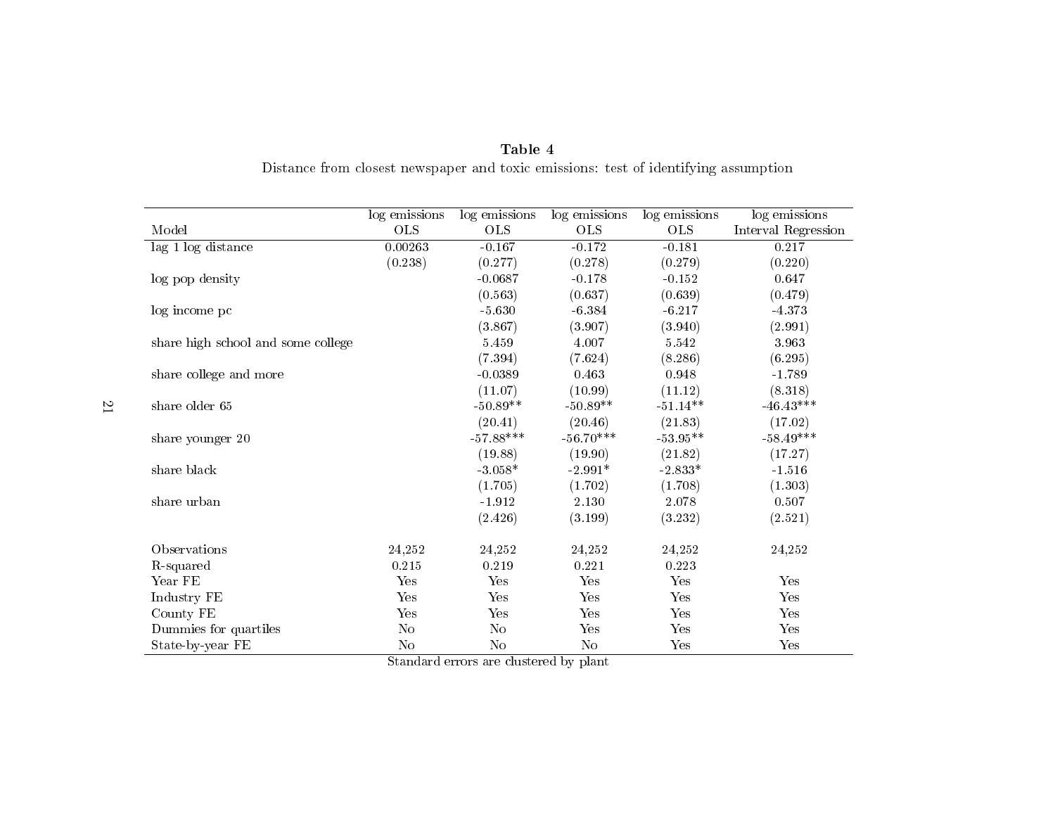**Table 4**

Distance from closest newspaper and toxic emissions: test of identifying assumption

| Model | log emissions<br>OLS | log emissions<br>OLS | log emissions<br>OLS | log emissions<br>OLS | log emissions<br>Interval Regression |
|---|---|---|---|---|---|
| lag 1 log distance | 0.00263 | -0.167 | -0.172 | -0.181 | 0.217 |
| | (0.238) | (0.277) | (0.278) | (0.279) | (0.220) |
| log pop density | | -0.0687 | -0.178 | -0.152 | 0.647 |
| | | (0.563) | (0.637) | (0.639) | (0.479) |
| log income pc | | -5.630 | -6.384 | -6.217 | -4.373 |
| | | (3.867) | (3.907) | (3.940) | (2.991) |
| share high school and some college | | 5.459 | 4.007 | 5.542 | 3.963 |
| | | (7.394) | (7.624) | (8.286) | (6.295) |
| share college and more | | -0.0389 | 0.463 | 0.948 | -1.789 |
| | | (11.07) | (10.99) | (11.12) | (8.318) |
| share older 65 | | -50.89** | -50.89** | -51.14** | -46.43*** |
| | | (20.41) | (20.46) | (21.83) | (17.02) |
| share younger 20 | | -57.88*** | -56.70*** | -53.95** | -58.49*** |
| | | (19.88) | (19.90) | (21.82) | (17.27) |
| share black | | -3.058* | -2.991* | -2.833* | -1.516 |
| | | (1.705) | (1.702) | (1.708) | (1.303) |
| share urban | | -1.912 | 2.130 | 2.078 | 0.507 |
| | | (2.426) | (3.199) | (3.232) | (2.521) |
| | | | | | |
| Observations | 24,252 | 24,252 | 24,252 | 24,252 | 24,252 |
| R-squared | 0.215 | 0.219 | 0.221 | 0.223 | |
| Year FE | Yes | Yes | Yes | Yes | Yes |
| Industry FE | Yes | Yes | Yes | Yes | Yes |
| County FE | Yes | Yes | Yes | Yes | Yes |
| Dummies for quartiles | No | No | Yes | Yes | Yes |
| State-by-year FE | No | No | No | Yes | Yes |

Standard errors are clustered by plant